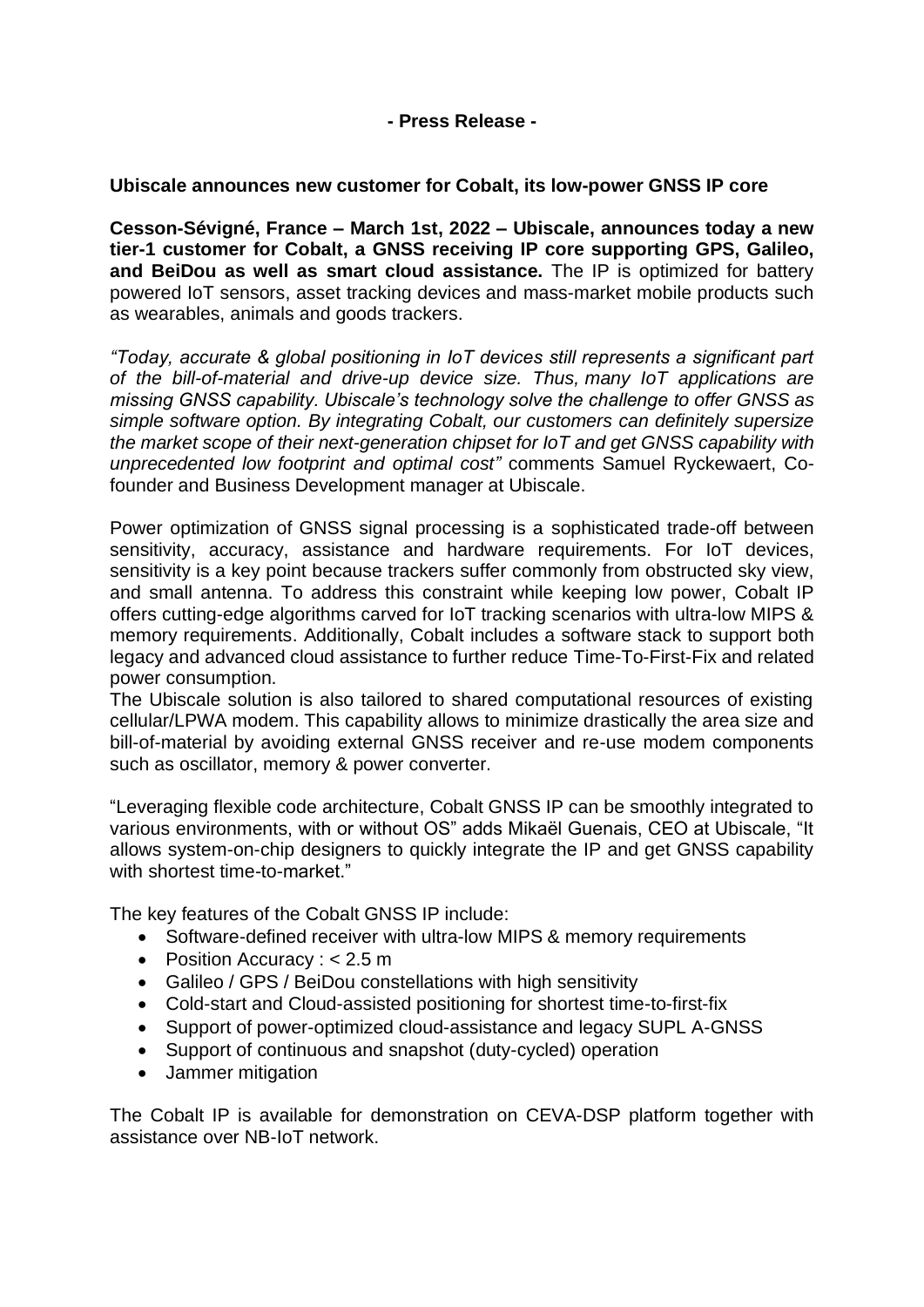**- Press Release -**

**Ubiscale announces new customer for Cobalt, its low-power GNSS IP core**

**Cesson-Sévigné, France – March 1st, 2022 – Ubiscale, announces today a new tier-1 customer for Cobalt, a GNSS receiving IP core supporting GPS, Galileo, and BeiDou as well as smart cloud assistance.** The IP is optimized for battery powered IoT sensors, asset tracking devices and mass-market mobile products such as wearables, animals and goods trackers.

*"Today, accurate & global positioning in IoT devices still represents a significant part of the bill-of-material and drive-up device size. Thus, many IoT applications are missing GNSS capability. Ubiscale's technology solve the challenge to offer GNSS as simple software option. By integrating Cobalt, our customers can definitely supersize the market scope of their next-generation chipset for IoT and get GNSS capability with unprecedented low footprint and optimal cost"* comments Samuel Ryckewaert, Co-founder and Business Development manager at Ubiscale.

Power optimization of GNSS signal processing is a sophisticated trade-off between sensitivity, accuracy, assistance and hardware requirements. For IoT devices, sensitivity is a key point because trackers suffer commonly from obstructed sky view, and small antenna. To address this constraint while keeping low power, Cobalt IP offers cutting-edge algorithms carved for IoT tracking scenarios with ultra-low MIPS & memory requirements. Additionally, Cobalt includes a software stack to support both legacy and advanced cloud assistance to further reduce Time-To-First-Fix and related power consumption.
The Ubiscale solution is also tailored to shared computational resources of existing cellular/LPWA modem. This capability allows to minimize drastically the area size and bill-of-material by avoiding external GNSS receiver and re-use modem components such as oscillator, memory & power converter.

"Leveraging flexible code architecture, Cobalt GNSS IP can be smoothly integrated to various environments, with or without OS" adds Mikaël Guenais, CEO at Ubiscale, "It allows system-on-chip designers to quickly integrate the IP and get GNSS capability with shortest time-to-market."

The key features of the Cobalt GNSS IP include:

- Software-defined receiver with ultra-low MIPS & memory requirements
- Position Accuracy : < 2.5 m
- Galileo / GPS / BeiDou constellations with high sensitivity
- Cold-start and Cloud-assisted positioning for shortest time-to-first-fix
- Support of power-optimized cloud-assistance and legacy SUPL A-GNSS
- Support of continuous and snapshot (duty-cycled) operation
- Jammer mitigation

The Cobalt IP is available for demonstration on CEVA-DSP platform together with assistance over NB-IoT network.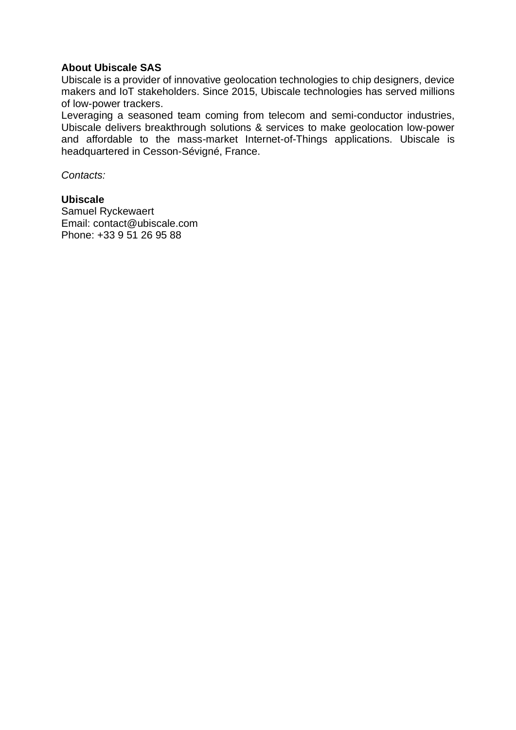**About Ubiscale SAS**

Ubiscale is a provider of innovative geolocation technologies to chip designers, device makers and IoT stakeholders. Since 2015, Ubiscale technologies has served millions of low-power trackers.

Leveraging a seasoned team coming from telecom and semi-conductor industries, Ubiscale delivers breakthrough solutions & services to make geolocation low-power and affordable to the mass-market Internet-of-Things applications. Ubiscale is headquartered in Cesson-Sévigné, France.

*Contacts:*

**Ubiscale**
Samuel Ryckewaert
Email: contact@ubiscale.com
Phone: +33 9 51 26 95 88